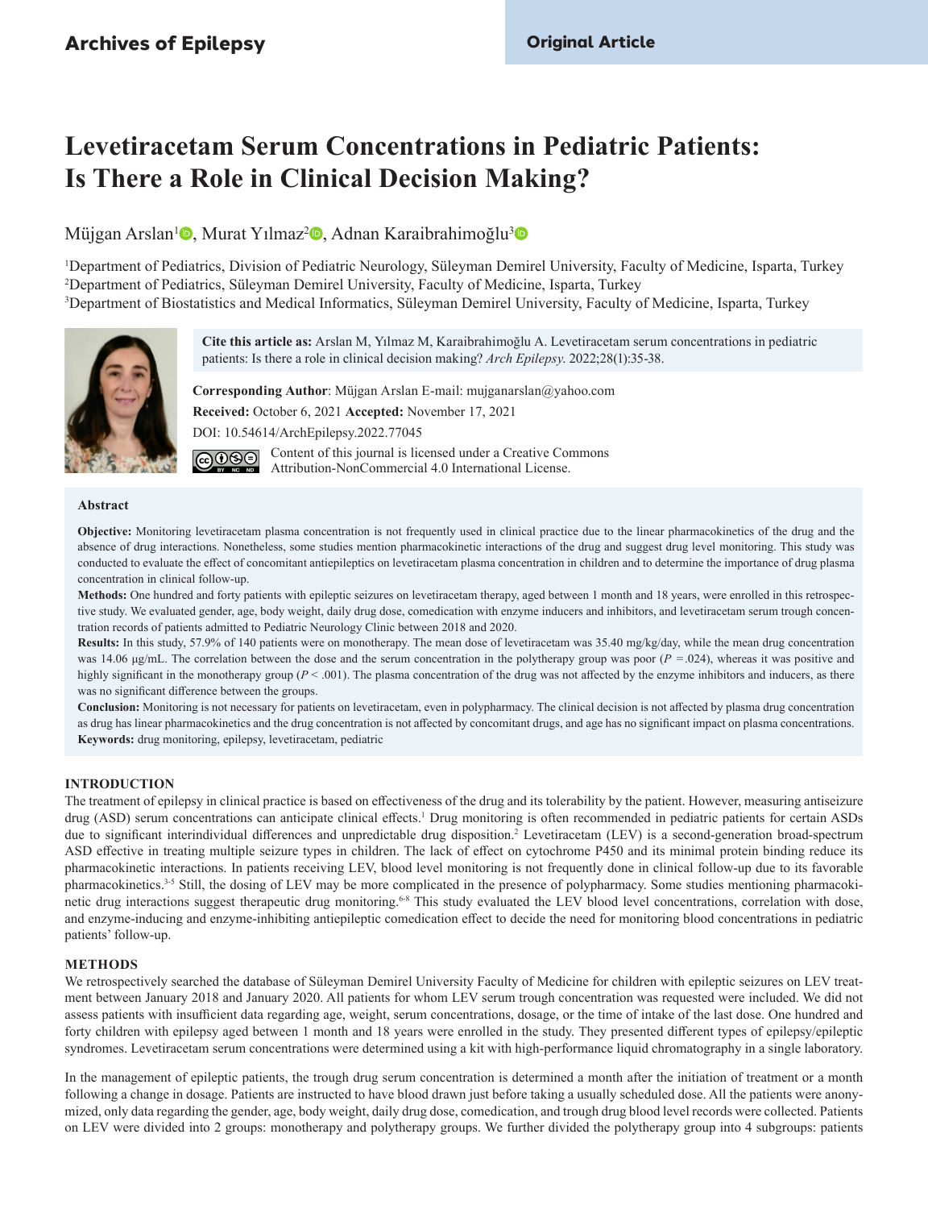Archives of Epilepsy

Original Article

# Levetiracetam Serum Concentrations in Pediatric Patients: Is There a Role in Clinical Decision Making?

Müjgan Arslan[1], Murat Yılmaz[2], Adnan Karaibrahimoğlu[3]

[1]Department of Pediatrics, Division of Pediatric Neurology, Süleyman Demirel University, Faculty of Medicine, Isparta, Turkey
[2]Department of Pediatrics, Süleyman Demirel University, Faculty of Medicine, Isparta, Turkey
[3]Department of Biostatistics and Medical Informatics, Süleyman Demirel University, Faculty of Medicine, Isparta, Turkey

**Cite this article as:** Arslan M, Yılmaz M, Karaibrahimoğlu A. Levetiracetam serum concentrations in pediatric patients: Is there a role in clinical decision making? *Arch Epilepsy.* 2022;28(1):35-38.

**Corresponding Author**: Müjgan Arslan E-mail: mujganarslan@yahoo.com

**Received:** October 6, 2021 **Accepted:** November 17, 2021

DOI: 10.54614/ArchEpilepsy.2022.77045

Content of this journal is licensed under a Creative Commons Attribution-NonCommercial 4.0 International License.

## Abstract

**Objective:** Monitoring levetiracetam plasma concentration is not frequently used in clinical practice due to the linear pharmacokinetics of the drug and the absence of drug interactions. Nonetheless, some studies mention pharmacokinetic interactions of the drug and suggest drug level monitoring. This study was conducted to evaluate the effect of concomitant antiepileptics on levetiracetam plasma concentration in children and to determine the importance of drug plasma concentration in clinical follow-up.

**Methods:** One hundred and forty patients with epileptic seizures on levetiracetam therapy, aged between 1 month and 18 years, were enrolled in this retrospective study. We evaluated gender, age, body weight, daily drug dose, comedication with enzyme inducers and inhibitors, and levetiracetam serum trough concentration records of patients admitted to Pediatric Neurology Clinic between 2018 and 2020.

**Results:** In this study, 57.9% of 140 patients were on monotherapy. The mean dose of levetiracetam was 35.40 mg/kg/day, while the mean drug concentration was 14.06 µg/mL. The correlation between the dose and the serum concentration in the polytherapy group was poor ($P = .024$), whereas it was positive and highly significant in the monotherapy group ($P < .001$). The plasma concentration of the drug was not affected by the enzyme inhibitors and inducers, as there was no significant difference between the groups.

**Conclusion:** Monitoring is not necessary for patients on levetiracetam, even in polypharmacy. The clinical decision is not affected by plasma drug concentration as drug has linear pharmacokinetics and the drug concentration is not affected by concomitant drugs, and age has no significant impact on plasma concentrations.

**Keywords:** drug monitoring, epilepsy, levetiracetam, pediatric

## INTRODUCTION

The treatment of epilepsy in clinical practice is based on effectiveness of the drug and its tolerability by the patient. However, measuring antiseizure drug (ASD) serum concentrations can anticipate clinical effects.[1] Drug monitoring is often recommended in pediatric patients for certain ASDs due to significant interindividual differences and unpredictable drug disposition.[2] Levetiracetam (LEV) is a second-generation broad-spectrum ASD effective in treating multiple seizure types in children. The lack of effect on cytochrome P450 and its minimal protein binding reduce its pharmacokinetic interactions. In patients receiving LEV, blood level monitoring is not frequently done in clinical follow-up due to its favorable pharmacokinetics.[3-5] Still, the dosing of LEV may be more complicated in the presence of polypharmacy. Some studies mentioning pharmacokinetic drug interactions suggest therapeutic drug monitoring.[6-8] This study evaluated the LEV blood level concentrations, correlation with dose, and enzyme-inducing and enzyme-inhibiting antiepileptic comedication effect to decide the need for monitoring blood concentrations in pediatric patients' follow-up.

## METHODS

We retrospectively searched the database of Süleyman Demirel University Faculty of Medicine for children with epileptic seizures on LEV treatment between January 2018 and January 2020. All patients for whom LEV serum trough concentration was requested were included. We did not assess patients with insufficient data regarding age, weight, serum concentrations, dosage, or the time of intake of the last dose. One hundred and forty children with epilepsy aged between 1 month and 18 years were enrolled in the study. They presented different types of epilepsy/epileptic syndromes. Levetiracetam serum concentrations were determined using a kit with high-performance liquid chromatography in a single laboratory.

In the management of epileptic patients, the trough drug serum concentration is determined a month after the initiation of treatment or a month following a change in dosage. Patients are instructed to have blood drawn just before taking a usually scheduled dose. All the patients were anonymized, only data regarding the gender, age, body weight, daily drug dose, comedication, and trough drug blood level records were collected. Patients on LEV were divided into 2 groups: monotherapy and polytherapy groups. We further divided the polytherapy group into 4 subgroups: patients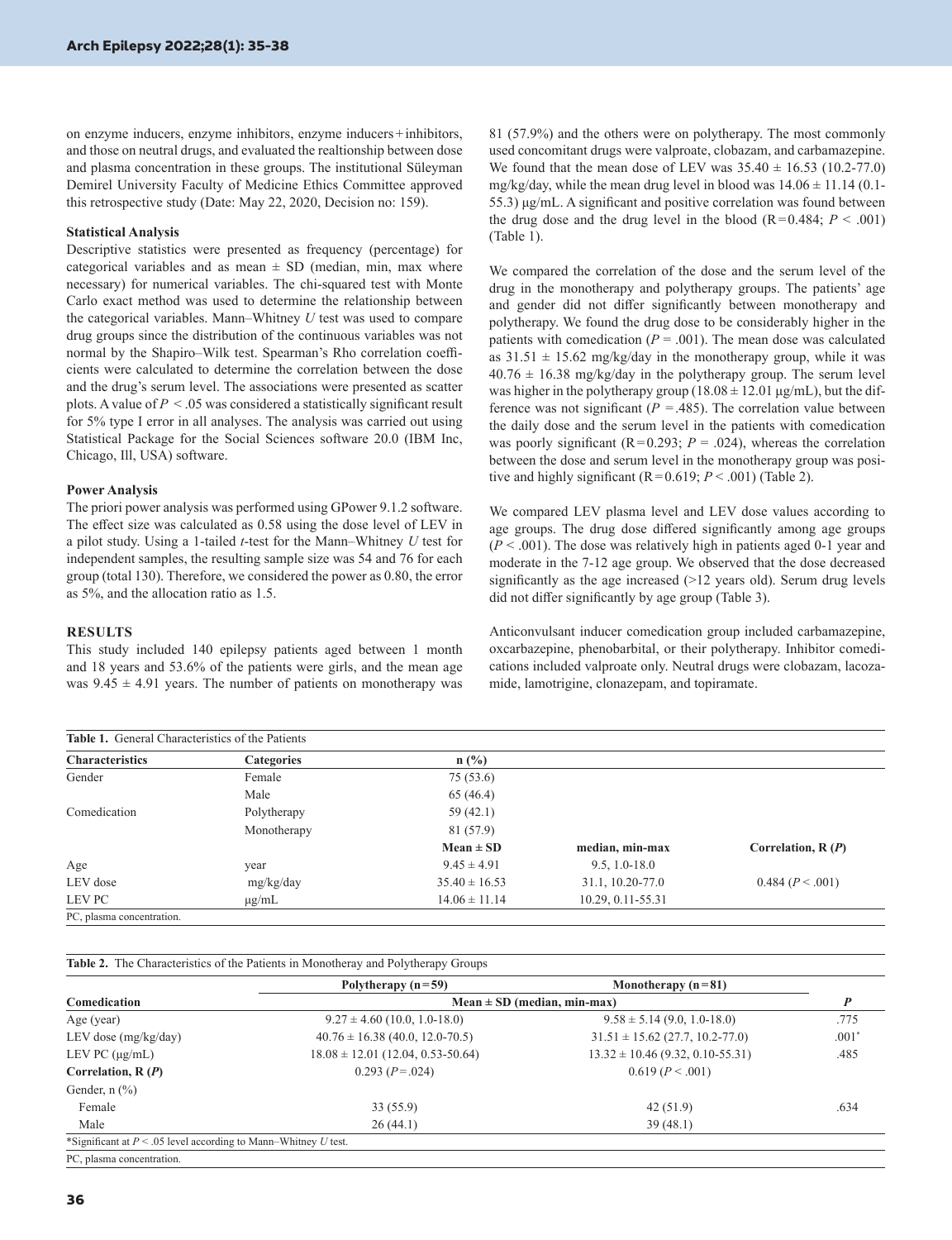on enzyme inducers, enzyme inhibitors, enzyme inducers + inhibitors, and those on neutral drugs, and evaluated the realtionship between dose and plasma concentration in these groups. The institutional Süleyman Demirel University Faculty of Medicine Ethics Committee approved this retrospective study (Date: May 22, 2020, Decision no: 159).

### Statistical Analysis

Descriptive statistics were presented as frequency (percentage) for categorical variables and as mean ± SD (median, min, max where necessary) for numerical variables. The chi-squared test with Monte Carlo exact method was used to determine the relationship between the categorical variables. Mann–Whitney *U* test was used to compare drug groups since the distribution of the continuous variables was not normal by the Shapiro–Wilk test. Spearman's Rho correlation coefficients were calculated to determine the correlation between the dose and the drug's serum level. The associations were presented as scatter plots. A value of $P < .05$ was considered a statistically significant result for 5% type I error in all analyses. The analysis was carried out using Statistical Package for the Social Sciences software 20.0 (IBM Inc, Chicago, Ill, USA) software.

### Power Analysis

The priori power analysis was performed using GPower 9.1.2 software. The effect size was calculated as 0.58 using the dose level of LEV in a pilot study. Using a 1-tailed *t*-test for the Mann–Whitney *U* test for independent samples, the resulting sample size was 54 and 76 for each group (total 130). Therefore, we considered the power as 0.80, the error as 5%, and the allocation ratio as 1.5.

## RESULTS

This study included 140 epilepsy patients aged between 1 month and 18 years and 53.6% of the patients were girls, and the mean age was 9.45 ± 4.91 years. The number of patients on monotherapy was 81 (57.9%) and the others were on polytherapy. The most commonly used concomitant drugs were valproate, clobazam, and carbamazepine. We found that the mean dose of LEV was 35.40 ± 16.53 (10.2-77.0) mg/kg/day, while the mean drug level in blood was 14.06 ± 11.14 (0.1-55.3) μg/mL. A significant and positive correlation was found between the drug dose and the drug level in the blood (R = 0.484; $P < .001$) (Table 1).

We compared the correlation of the dose and the serum level of the drug in the monotherapy and polytherapy groups. The patients' age and gender did not differ significantly between monotherapy and polytherapy. We found the drug dose to be considerably higher in the patients with comedication ($P = .001$). The mean dose was calculated as 31.51 ± 15.62 mg/kg/day in the monotherapy group, while it was 40.76 ± 16.38 mg/kg/day in the polytherapy group. The serum level was higher in the polytherapy group (18.08 ± 12.01 μg/mL), but the difference was not significant ($P = .485$). The correlation value between the daily dose and the serum level in the patients with comedication was poorly significant (R = 0.293; $P = .024$), whereas the correlation between the dose and serum level in the monotherapy group was positive and highly significant (R = 0.619; $P < .001$) (Table 2).

We compared LEV plasma level and LEV dose values according to age groups. The drug dose differed significantly among age groups ($P < .001$). The dose was relatively high in patients aged 0-1 year and moderate in the 7-12 age group. We observed that the dose decreased significantly as the age increased (>12 years old). Serum drug levels did not differ significantly by age group (Table 3).

Anticonvulsant inducer comedication group included carbamazepine, oxcarbazepine, phenobarbital, or their polytherapy. Inhibitor comedications included valproate only. Neutral drugs were clobazam, lacozamide, lamotrigine, clonazepam, and topiramate.

**Table 1.** General Characteristics of the Patients

| Characteristics | Categories | n (%) | | |
|---|---|---|---|---|
| Gender | Female | 75 (53.6) | | |
| | Male | 65 (46.4) | | |
| Comedication | Polytherapy | 59 (42.1) | | |
| | Monotherapy | 81 (57.9) | | |
| | | **Mean ± SD** | **median, min-max** | **Correlation, R (*P*)** |
| Age | year | 9.45 ± 4.91 | 9.5, 1.0-18.0 | |
| LEV dose | mg/kg/day | 35.40 ± 16.53 | 31.1, 10.20-77.0 | 0.484 ($P < .001$) |
| LEV PC | μg/mL | 14.06 ± 11.14 | 10.29, 0.11-55.31 | |

PC, plasma concentration.

**Table 2.** The Characteristics of the Patients in Monotheray and Polytherapy Groups

| | Polytherapy (n = 59) | Monotherapy (n = 81) | |
|---|---|---|---|
| **Comedication** | Mean ± SD (median, min-max) | | ***P*** |
| Age (year) | 9.27 ± 4.60 (10.0, 1.0-18.0) | 9.58 ± 5.14 (9.0, 1.0-18.0) | .775 |
| LEV dose (mg/kg/day) | 40.76 ± 16.38 (40.0, 12.0-70.5) | 31.51 ± 15.62 (27.7, 10.2-77.0) | .001* |
| LEV PC (μg/mL) | 18.08 ± 12.01 (12.04, 0.53-50.64) | 13.32 ± 10.46 (9.32, 0.10-55.31) | .485 |
| **Correlation, R (*P*)** | 0.293 ($P = .024$) | 0.619 ($P < .001$) | |
| Gender, n (%) | | | |
| Female | 33 (55.9) | 42 (51.9) | .634 |
| Male | 26 (44.1) | 39 (48.1) | |

*Significant at $P < .05$ level according to Mann–Whitney *U* test.

PC, plasma concentration.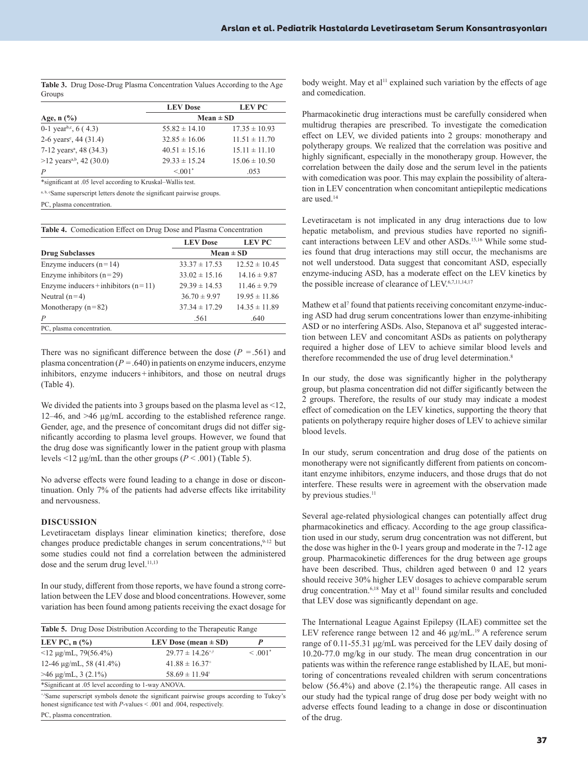**Table 3.** Drug Dose-Drug Plasma Concentration Values According to the Age Groups

| Age, n (%) | LEV Dose | LEV PC |
|---|---|---|
| | Mean ± SD | |
| 0-1 year[b,c], 6 ( 4.3) | 55.82 ± 14.10 | 17.35 ± 10.93 |
| 2-6 years[c], 44 (31.4) | 32.85 ± 16.06 | 11.51 ± 11.70 |
| 7-12 years[a], 48 (34.3) | 40.51 ± 15.16 | 15.11 ± 11.10 |
| >12 years[a,b], 42 (30.0) | 29.33 ± 15.24 | 15.06 ± 10.50 |
| *P* | <.001* | .053 |

*significant at .05 level according to Kruskal–Wallis test.

a, b, cSame superscript letters denote the significant pairwise groups.

PC, plasma concentration.

**Table 4.** Comedication Effect on Drug Dose and Plasma Concentration

| Drug Subclasses | LEV Dose | LEV PC |
|---|---|---|
| | Mean ± SD | |
| Enzyme inducers (n=14) | 33.37 ± 17.53 | 12.52 ± 10.45 |
| Enzyme inhibitors (n=29) | 33.02 ± 15.16 | 14.16 ± 9.87 |
| Enzyme inducers+inhibitors (n=11) | 29.39 ± 14.53 | 11.46 ± 9.79 |
| Neutral (n=4) | 36.70 ± 9.97 | 19.95 ± 11.86 |
| Monotherapy (n=82) | 37.34 ± 17.29 | 14.35 ± 11.89 |
| *P* | .561 | .640 |

PC, plasma concentration.

There was no significant difference between the dose ($P = .561$) and plasma concentration ($P = .640$) in patients on enzyme inducers, enzyme inhibitors, enzyme inducers+inhibitors, and those on neutral drugs (Table 4).

We divided the patients into 3 groups based on the plasma level as <12, 12–46, and >46 µg/mL according to the established reference range. Gender, age, and the presence of concomitant drugs did not differ significantly according to plasma level groups. However, we found that the drug dose was significantly lower in the patient group with plasma levels <12 µg/mL than the other groups ($P < .001$) (Table 5).

**Table 5.** Drug Dose Distribution According to the Therapeutic Range

| LEV PC, n (%) | LEV Dose (mean ± SD) | *P* |
|---|---|---|
| <12 µg/mL, 79(56.4%) | 29.77 ± 14.26[+,ǂ] | < .001* |
| 12-46 µg/mL, 58 (41.4%) | 41.88 ± 16.37[+] | |
| >46 µg/mL, 3 (2.1%) | 58.69 ± 11.94[ǂ] | |

*Significant at .05 level according to 1-way ANOVA.

+,ǂSame superscript symbols denote the significant pairwise groups according to Tukey's honest significance test with *P*-values < .001 and .004, respectively.

PC, plasma concentration.

No adverse effects were found leading to a change in dose or discontinuation. Only 7% of the patients had adverse effects like irritability and nervousness.

## DISCUSSION

Levetiracetam displays linear elimination kinetics; therefore, dose changes produce predictable changes in serum concentrations,[9-12] but some studies could not find a correlation between the administered dose and the serum drug level.[11,13]

In our study, different from those reports, we have found a strong correlation between the LEV dose and blood concentrations. However, some variation has been found among patients receiving the exact dosage for body weight. May et al[11] explained such variation by the effects of age and comedication.

Pharmacokinetic drug interactions must be carefully considered when multidrug therapies are prescribed. To investigate the comedication effect on LEV, we divided patients into 2 groups: monotherapy and polytherapy groups. We realized that the correlation was positive and highly significant, especially in the monotherapy group. However, the correlation between the daily dose and the serum level in the patients with comedication was poor. This may explain the possibility of alteration in LEV concentration when concomitant antiepileptic medications are used.[14]

Levetiracetam is not implicated in any drug interactions due to low hepatic metabolism, and previous studies have reported no significant interactions between LEV and other ASDs.[15,16] While some studies found that drug interactions may still occur, the mechanisms are not well understood. Data suggest that concomitant ASD, especially enzyme-inducing ASD, has a moderate effect on the LEV kinetics by the possible increase of clearance of LEV.[6,7,11,14,17]

Mathew et al[7] found that patients receiving concomitant enzyme-inducing ASD had drug serum concentrations lower than enzyme-inhibiting ASD or no interfering ASDs. Also, Stepanova et al[8] suggested interaction between LEV and concomitant ASDs as patients on polytherapy required a higher dose of LEV to achieve similar blood levels and therefore recommended the use of drug level determination.[8]

In our study, the dose was significantly higher in the polytherapy group, but plasma concentration did not differ significantly between the 2 groups. Therefore, the results of our study may indicate a modest effect of comedication on the LEV kinetics, supporting the theory that patients on polytherapy require higher doses of LEV to achieve similar blood levels.

In our study, serum concentration and drug dose of the patients on monotherapy were not significantly different from patients on concomitant enzyme inhibitors, enzyme inducers, and those drugs that do not interfere. These results were in agreement with the observation made by previous studies.[11]

Several age-related physiological changes can potentially affect drug pharmacokinetics and efficacy. According to the age group classification used in our study, serum drug concentration was not different, but the dose was higher in the 0-1 years group and moderate in the 7-12 age group. Pharmacokinetic differences for the drug between age groups have been described. Thus, children aged between 0 and 12 years should receive 30% higher LEV dosages to achieve comparable serum drug concentration.[6,18] May et al[11] found similar results and concluded that LEV dose was significantly dependant on age.

The International League Against Epilepsy (ILAE) committee set the LEV reference range between 12 and 46 µg/mL.[19] A reference serum range of 0.11-55.31 µg/mL was perceived for the LEV daily dosing of 10.20-77.0 mg/kg in our study. The mean drug concentration in our patients was within the reference range established by ILAE, but monitoring of concentrations revealed children with serum concentrations below (56.4%) and above (2.1%) the therapeutic range. All cases in our study had the typical range of drug dose per body weight with no adverse effects found leading to a change in dose or discontinuation of the drug.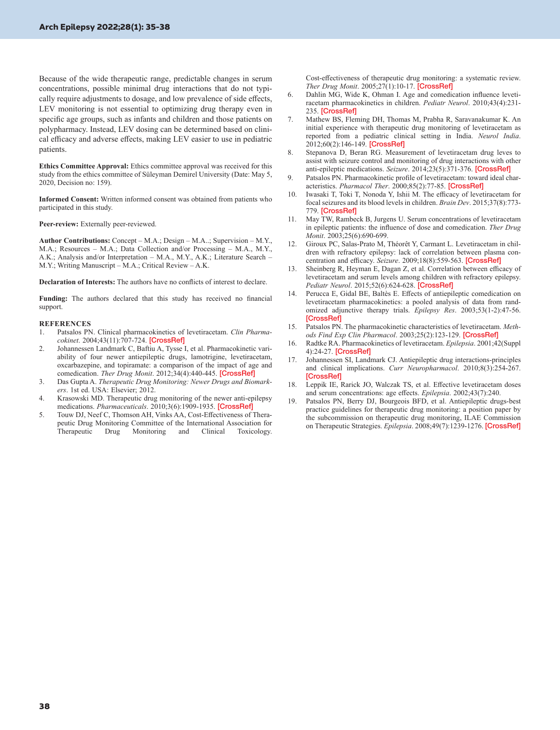Because of the wide therapeutic range, predictable changes in serum concentrations, possible minimal drug interactions that do not typically require adjustments to dosage, and low prevalence of side effects, LEV monitoring is not essential to optimizing drug therapy even in specific age groups, such as infants and children and those patients on polypharmacy. Instead, LEV dosing can be determined based on clinical efficacy and adverse effects, making LEV easier to use in pediatric patients.

**Ethics Committee Approval:** Ethics committee approval was received for this study from the ethics committee of Süleyman Demirel University (Date: May 5, 2020, Decision no: 159).

**Informed Consent:** Written informed consent was obtained from patients who participated in this study.

**Peer-review:** Externally peer-reviewed.

**Author Contributions:** Concept – M.A.; Design – M.A..; Supervision – M.Y., M.A.; Resources – M.A.; Data Collection and/or Processing – M.A., M.Y., A.K.; Analysis and/or Interpretation – M.A., M.Y., A.K.; Literature Search – M.Y.; Writing Manuscript – M.A.; Critical Review – A.K.

**Declaration of Interests:** The authors have no conflicts of interest to declare.

**Funding:** The authors declared that this study has received no financial support.

## REFERENCES

1. Patsalos PN. Clinical pharmacokinetics of levetiracetam. *Clin Pharmacokinet*. 2004;43(11):707-724. [CrossRef]
2. Johannessen Landmark C, Baftiu A, Tysse I, et al. Pharmacokinetic variability of four newer antiepileptic drugs, lamotrigine, levetiracetam, oxcarbazepine, and topiramate: a comparison of the impact of age and comedication. *Ther Drug Monit*. 2012;34(4):440-445. [CrossRef]
3. Das Gupta A. *Therapeutic Drug Monitoring: Newer Drugs and Biomarkers*. 1st ed. USA: Elsevier; 2012.
4. Krasowski MD. Therapeutic drug monitoring of the newer anti-epilepsy medications. *Pharmaceuticals*. 2010;3(6):1909-1935. [CrossRef]
5. Touw DJ, Neef C, Thomson AH, Vinks AA, Cost-Effectiveness of Therapeutic Drug Monitoring Committee of the International Association for Therapeutic Drug Monitoring and Clinical Toxicology. Cost-effectiveness of therapeutic drug monitoring: a systematic review. *Ther Drug Monit*. 2005;27(1):10-17. [CrossRef]
6. Dahlin MG, Wide K, Ohman I. Age and comedication influence levetiracetam pharmacokinetics in children. *Pediatr Neurol*. 2010;43(4):231-235. [CrossRef]
7. Mathew BS, Fleming DH, Thomas M, Prabha R, Saravanakumar K. An initial experience with therapeutic drug monitoring of levetiracetam as reported from a pediatric clinical setting in India. *Neurol India*. 2012;60(2):146-149. [CrossRef]
8. Stepanova D, Beran RG. Measurement of levetiracetam drug leves to assist with seizure control and monitoring of drug interactions with other anti-epileptic medications. *Seizure*. 2014;23(5):371-376. [CrossRef]
9. Patsalos PN. Pharmacokinetic profile of levetiracetam: toward ideal characteristics. *Pharmacol Ther*. 2000;85(2):77-85. [CrossRef]
10. Iwasaki T, Toki T, Nonoda Y, Ishii M. The efficacy of levetiracetam for focal seizures and its blood levels in children. *Brain Dev*. 2015;37(8):773-779. [CrossRef]
11. May TW, Rambeck B, Jurgens U. Serum concentrations of levetiracetam in epileptic patients: the influence of dose and comedication. *Ther Drug Monit*. 2003;25(6):690-699.
12. Giroux PC, Salas-Prato M, Théorêt Y, Carmant L. Levetiracetam in children with refractory epilepsy: lack of correlation between plasma concentration and efficacy. *Seizure*. 2009;18(8):559-563. [CrossRef]
13. Sheinberg R, Heyman E, Dagan Z, et al. Correlation between efficacy of levetiracetam and serum levels among children with refractory epilepsy. *Pediatr Neurol*. 2015;52(6):624-628. [CrossRef]
14. Perucca E, Gidal BE, Baltès E. Effects of antiepileptic comedication on levetiracetam pharmacokinetics: a pooled analysis of data from randomized adjunctive therapy trials. *Epilepsy Res*. 2003;53(1-2):47-56. [CrossRef]
15. Patsalos PN. The pharmacokinetic characteristics of levetiracetam. *Methods Find Exp Clin Pharmacol*. 2003;25(2):123-129. [CrossRef]
16. Radtke RA. Pharmacokinetics of levetiracetam. *Epilepsia*. 2001;42(Suppl 4):24-27. [CrossRef]
17. Johannessen SI, Landmark CJ. Antiepileptic drug interactions-principles and clinical implications. *Curr Neuropharmacol*. 2010;8(3):254-267. [CrossRef]
18. Leppik IE, Rarick JO, Walczak TS, et al. Effective levetiracetam doses and serum concentrations: age effects. *Epilepsia*. 2002;43(7):240.
19. Patsalos PN, Berry DJ, Bourgeois BFD, et al. Antiepileptic drugs-best practice guidelines for therapeutic drug monitoring: a position paper by the subcommission on therapeutic drug monitoring, ILAE Commission on Therapeutic Strategies. *Epilepsia*. 2008;49(7):1239-1276. [CrossRef]